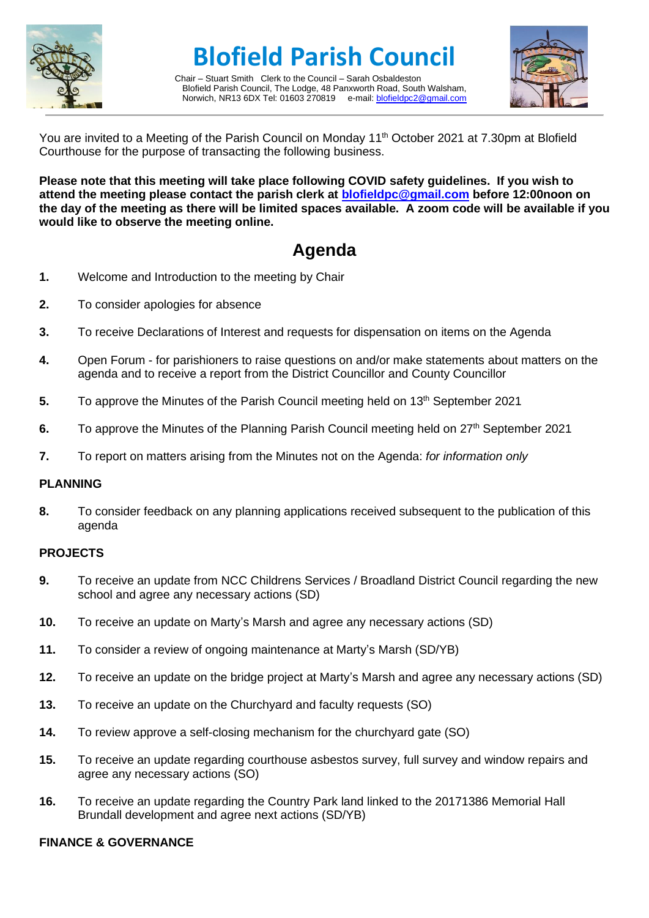# Blofield Parish Council

Chair – Stuart Smith  Clerk to the Council – Sarah Osbaldeston
Blofield Parish Council, The Lodge, 48 Panxworth Road, South Walsham,
Norwich, NR13 6DX Tel: 01603 270819  e-mail: blofieldpc2@gmail.com

You are invited to a Meeting of the Parish Council on Monday 11th October 2021 at 7.30pm at Blofield Courthouse for the purpose of transacting the following business.

**Please note that this meeting will take place following COVID safety guidelines. If you wish to attend the meeting please contact the parish clerk at blofieldpc@gmail.com before 12:00noon on the day of the meeting as there will be limited spaces available. A zoom code will be available if you would like to observe the meeting online.**

## Agenda

**1.** Welcome and Introduction to the meeting by Chair

**2.** To consider apologies for absence

**3.** To receive Declarations of Interest and requests for dispensation on items on the Agenda

**4.** Open Forum - for parishioners to raise questions on and/or make statements about matters on the agenda and to receive a report from the District Councillor and County Councillor

**5.** To approve the Minutes of the Parish Council meeting held on 13th September 2021

**6.** To approve the Minutes of the Planning Parish Council meeting held on 27th September 2021

**7.** To report on matters arising from the Minutes not on the Agenda: *for information only*

### PLANNING

**8.** To consider feedback on any planning applications received subsequent to the publication of this agenda

### PROJECTS

**9.** To receive an update from NCC Childrens Services / Broadland District Council regarding the new school and agree any necessary actions (SD)

**10.** To receive an update on Marty's Marsh and agree any necessary actions (SD)

**11.** To consider a review of ongoing maintenance at Marty's Marsh (SD/YB)

**12.** To receive an update on the bridge project at Marty's Marsh and agree any necessary actions (SD)

**13.** To receive an update on the Churchyard and faculty requests (SO)

**14.** To review approve a self-closing mechanism for the churchyard gate (SO)

**15.** To receive an update regarding courthouse asbestos survey, full survey and window repairs and agree any necessary actions (SO)

**16.** To receive an update regarding the Country Park land linked to the 20171386 Memorial Hall Brundall development and agree next actions (SD/YB)

### FINANCE & GOVERNANCE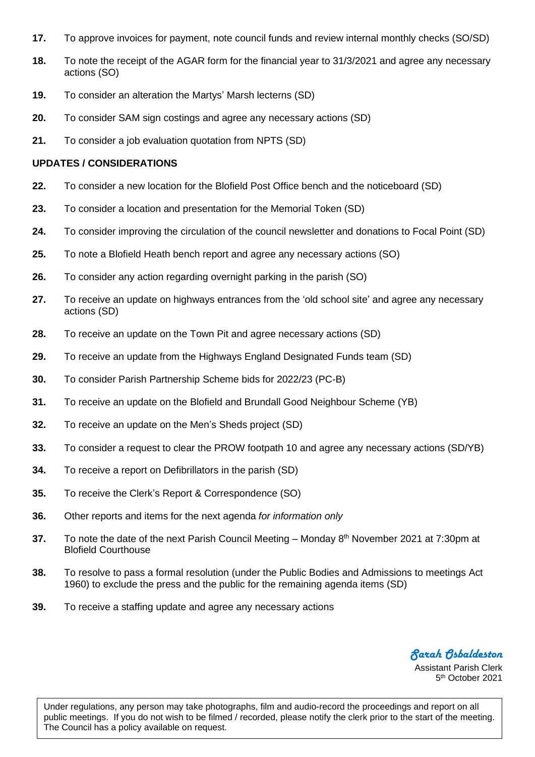**17.** To approve invoices for payment, note council funds and review internal monthly checks (SO/SD)

**18.** To note the receipt of the AGAR form for the financial year to 31/3/2021 and agree any necessary actions (SO)

**19.** To consider an alteration the Martys' Marsh lecterns (SD)

**20.** To consider SAM sign costings and agree any necessary actions (SD)

**21.** To consider a job evaluation quotation from NPTS (SD)

**UPDATES / CONSIDERATIONS**

**22.** To consider a new location for the Blofield Post Office bench and the noticeboard (SD)

**23.** To consider a location and presentation for the Memorial Token (SD)

**24.** To consider improving the circulation of the council newsletter and donations to Focal Point (SD)

**25.** To note a Blofield Heath bench report and agree any necessary actions (SO)

**26.** To consider any action regarding overnight parking in the parish (SO)

**27.** To receive an update on highways entrances from the 'old school site' and agree any necessary actions (SD)

**28.** To receive an update on the Town Pit and agree necessary actions (SD)

**29.** To receive an update from the Highways England Designated Funds team (SD)

**30.** To consider Parish Partnership Scheme bids for 2022/23 (PC-B)

**31.** To receive an update on the Blofield and Brundall Good Neighbour Scheme (YB)

**32.** To receive an update on the Men's Sheds project (SD)

**33.** To consider a request to clear the PROW footpath 10 and agree any necessary actions (SD/YB)

**34.** To receive a report on Defibrillators in the parish (SD)

**35.** To receive the Clerk's Report & Correspondence (SO)

**36.** Other reports and items for the next agenda *for information only*

**37.** To note the date of the next Parish Council Meeting – Monday 8th November 2021 at 7:30pm at Blofield Courthouse

**38.** To resolve to pass a formal resolution (under the Public Bodies and Admissions to meetings Act 1960) to exclude the press and the public for the remaining agenda items (SD)

**39.** To receive a staffing update and agree any necessary actions

*Sarah Osbaldeston*
Assistant Parish Clerk
5th October 2021

Under regulations, any person may take photographs, film and audio-record the proceedings and report on all public meetings. If you do not wish to be filmed / recorded, please notify the clerk prior to the start of the meeting. The Council has a policy available on request.